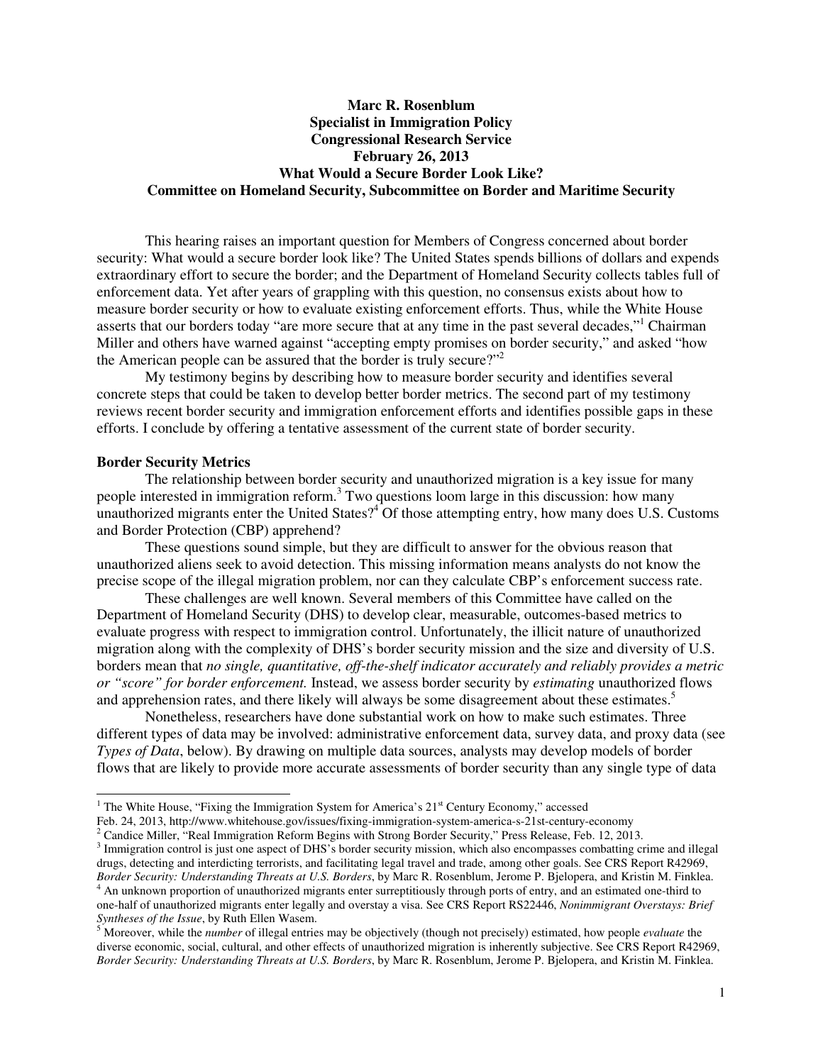**Marc R. Rosenblum**
**Specialist in Immigration Policy**
**Congressional Research Service**
**February 26, 2013**
**What Would a Secure Border Look Like?**
**Committee on Homeland Security, Subcommittee on Border and Maritime Security**

This hearing raises an important question for Members of Congress concerned about border security: What would a secure border look like? The United States spends billions of dollars and expends extraordinary effort to secure the border; and the Department of Homeland Security collects tables full of enforcement data. Yet after years of grappling with this question, no consensus exists about how to measure border security or how to evaluate existing enforcement efforts. Thus, while the White House asserts that our borders today "are more secure that at any time in the past several decades,"[1] Chairman Miller and others have warned against "accepting empty promises on border security," and asked "how the American people can be assured that the border is truly secure?"[2]

My testimony begins by describing how to measure border security and identifies several concrete steps that could be taken to develop better border metrics. The second part of my testimony reviews recent border security and immigration enforcement efforts and identifies possible gaps in these efforts. I conclude by offering a tentative assessment of the current state of border security.

**Border Security Metrics**

The relationship between border security and unauthorized migration is a key issue for many people interested in immigration reform.[3] Two questions loom large in this discussion: how many unauthorized migrants enter the United States?[4] Of those attempting entry, how many does U.S. Customs and Border Protection (CBP) apprehend?

These questions sound simple, but they are difficult to answer for the obvious reason that unauthorized aliens seek to avoid detection. This missing information means analysts do not know the precise scope of the illegal migration problem, nor can they calculate CBP's enforcement success rate.

These challenges are well known. Several members of this Committee have called on the Department of Homeland Security (DHS) to develop clear, measurable, outcomes-based metrics to evaluate progress with respect to immigration control. Unfortunately, the illicit nature of unauthorized migration along with the complexity of DHS's border security mission and the size and diversity of U.S. borders mean that *no single, quantitative, off-the-shelf indicator accurately and reliably provides a metric or "score" for border enforcement.* Instead, we assess border security by *estimating* unauthorized flows and apprehension rates, and there likely will always be some disagreement about these estimates.[5]

Nonetheless, researchers have done substantial work on how to make such estimates. Three different types of data may be involved: administrative enforcement data, survey data, and proxy data (see *Types of Data*, below). By drawing on multiple data sources, analysts may develop models of border flows that are likely to provide more accurate assessments of border security than any single type of data

---

[1] The White House, "Fixing the Immigration System for America's 21st Century Economy," accessed Feb. 24, 2013, http://www.whitehouse.gov/issues/fixing-immigration-system-america-s-21st-century-economy

[2] Candice Miller, "Real Immigration Reform Begins with Strong Border Security," Press Release, Feb. 12, 2013.

[3] Immigration control is just one aspect of DHS's border security mission, which also encompasses combatting crime and illegal drugs, detecting and interdicting terrorists, and facilitating legal travel and trade, among other goals. See CRS Report R42969, *Border Security: Understanding Threats at U.S. Borders*, by Marc R. Rosenblum, Jerome P. Bjelopera, and Kristin M. Finklea.

[4] An unknown proportion of unauthorized migrants enter surreptitiously through ports of entry, and an estimated one-third to one-half of unauthorized migrants enter legally and overstay a visa. See CRS Report RS22446, *Nonimmigrant Overstays: Brief Syntheses of the Issue*, by Ruth Ellen Wasem.

[5] Moreover, while the *number* of illegal entries may be objectively (though not precisely) estimated, how people *evaluate* the diverse economic, social, cultural, and other effects of unauthorized migration is inherently subjective. See CRS Report R42969, *Border Security: Understanding Threats at U.S. Borders*, by Marc R. Rosenblum, Jerome P. Bjelopera, and Kristin M. Finklea.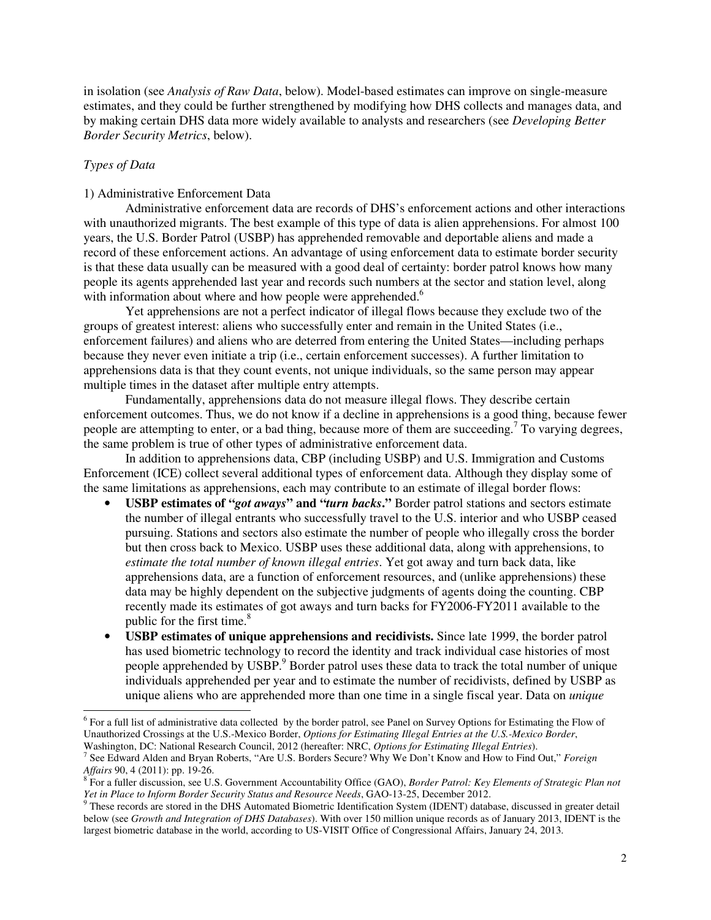in isolation (see *Analysis of Raw Data*, below). Model-based estimates can improve on single-measure estimates, and they could be further strengthened by modifying how DHS collects and manages data, and by making certain DHS data more widely available to analysts and researchers (see *Developing Better Border Security Metrics*, below).

*Types of Data*

1) Administrative Enforcement Data

Administrative enforcement data are records of DHS's enforcement actions and other interactions with unauthorized migrants. The best example of this type of data is alien apprehensions. For almost 100 years, the U.S. Border Patrol (USBP) has apprehended removable and deportable aliens and made a record of these enforcement actions. An advantage of using enforcement data to estimate border security is that these data usually can be measured with a good deal of certainty: border patrol knows how many people its agents apprehended last year and records such numbers at the sector and station level, along with information about where and how people were apprehended.[6]

Yet apprehensions are not a perfect indicator of illegal flows because they exclude two of the groups of greatest interest: aliens who successfully enter and remain in the United States (i.e., enforcement failures) and aliens who are deterred from entering the United States—including perhaps because they never even initiate a trip (i.e., certain enforcement successes). A further limitation to apprehensions data is that they count events, not unique individuals, so the same person may appear multiple times in the dataset after multiple entry attempts.

Fundamentally, apprehensions data do not measure illegal flows. They describe certain enforcement outcomes. Thus, we do not know if a decline in apprehensions is a good thing, because fewer people are attempting to enter, or a bad thing, because more of them are succeeding.[7] To varying degrees, the same problem is true of other types of administrative enforcement data.

In addition to apprehensions data, CBP (including USBP) and U.S. Immigration and Customs Enforcement (ICE) collect several additional types of enforcement data. Although they display some of the same limitations as apprehensions, each may contribute to an estimate of illegal border flows:

- **USBP estimates of "*got aways*" and "*turn backs*."** Border patrol stations and sectors estimate the number of illegal entrants who successfully travel to the U.S. interior and who USBP ceased pursuing. Stations and sectors also estimate the number of people who illegally cross the border but then cross back to Mexico. USBP uses these additional data, along with apprehensions, to *estimate the total number of known illegal entries*. Yet got away and turn back data, like apprehensions data, are a function of enforcement resources, and (unlike apprehensions) these data may be highly dependent on the subjective judgments of agents doing the counting. CBP recently made its estimates of got aways and turn backs for FY2006-FY2011 available to the public for the first time.[8]
- **USBP estimates of unique apprehensions and recidivists.** Since late 1999, the border patrol has used biometric technology to record the identity and track individual case histories of most people apprehended by USBP.[9] Border patrol uses these data to track the total number of unique individuals apprehended per year and to estimate the number of recidivists, defined by USBP as unique aliens who are apprehended more than one time in a single fiscal year. Data on *unique*

---

[6] For a full list of administrative data collected by the border patrol, see Panel on Survey Options for Estimating the Flow of Unauthorized Crossings at the U.S.-Mexico Border, *Options for Estimating Illegal Entries at the U.S.-Mexico Border*, Washington, DC: National Research Council, 2012 (hereafter: NRC, *Options for Estimating Illegal Entries*).

[7] See Edward Alden and Bryan Roberts, "Are U.S. Borders Secure? Why We Don't Know and How to Find Out," *Foreign Affairs* 90, 4 (2011): pp. 19-26.

[8] For a fuller discussion, see U.S. Government Accountability Office (GAO), *Border Patrol: Key Elements of Strategic Plan not Yet in Place to Inform Border Security Status and Resource Needs*, GAO-13-25, December 2012.

[9] These records are stored in the DHS Automated Biometric Identification System (IDENT) database, discussed in greater detail below (see *Growth and Integration of DHS Databases*). With over 150 million unique records as of January 2013, IDENT is the largest biometric database in the world, according to US-VISIT Office of Congressional Affairs, January 24, 2013.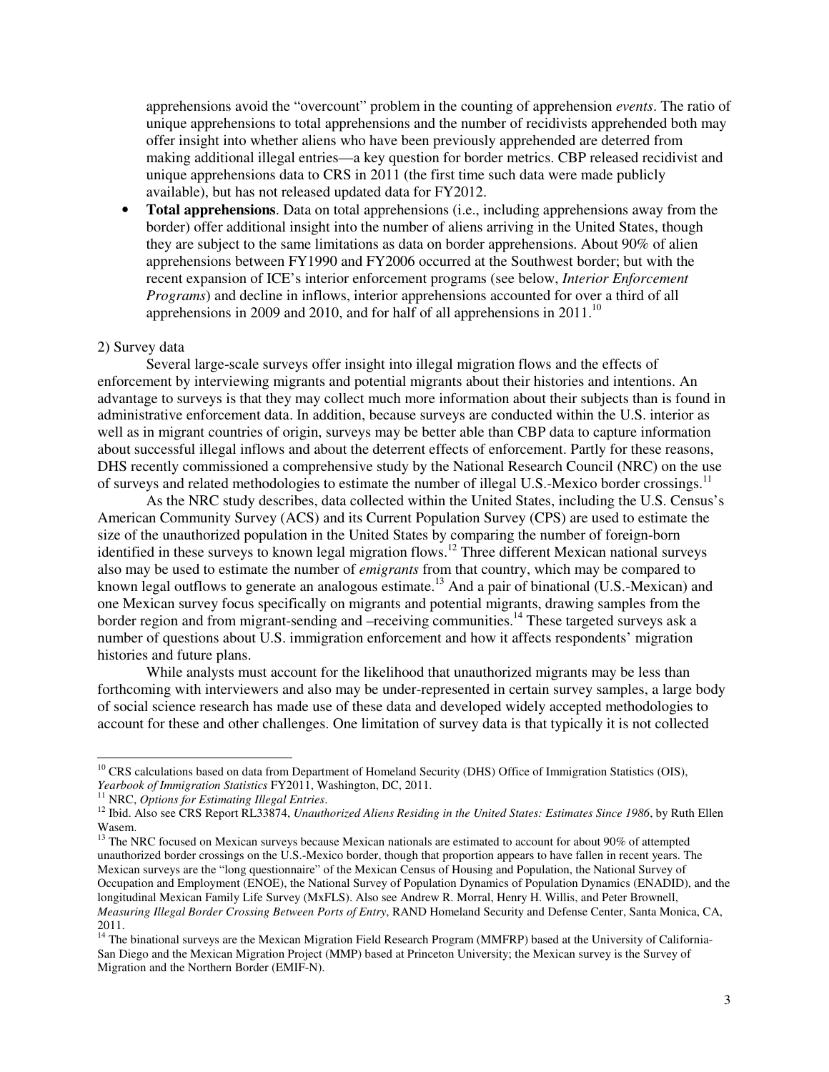apprehensions avoid the "overcount" problem in the counting of apprehension *events*. The ratio of unique apprehensions to total apprehensions and the number of recidivists apprehended both may offer insight into whether aliens who have been previously apprehended are deterred from making additional illegal entries—a key question for border metrics. CBP released recidivist and unique apprehensions data to CRS in 2011 (the first time such data were made publicly available), but has not released updated data for FY2012.

- **Total apprehensions**. Data on total apprehensions (i.e., including apprehensions away from the border) offer additional insight into the number of aliens arriving in the United States, though they are subject to the same limitations as data on border apprehensions. About 90% of alien apprehensions between FY1990 and FY2006 occurred at the Southwest border; but with the recent expansion of ICE's interior enforcement programs (see below, *Interior Enforcement Programs*) and decline in inflows, interior apprehensions accounted for over a third of all apprehensions in 2009 and 2010, and for half of all apprehensions in 2011.[10]

2) Survey data

Several large-scale surveys offer insight into illegal migration flows and the effects of enforcement by interviewing migrants and potential migrants about their histories and intentions. An advantage to surveys is that they may collect much more information about their subjects than is found in administrative enforcement data. In addition, because surveys are conducted within the U.S. interior as well as in migrant countries of origin, surveys may be better able than CBP data to capture information about successful illegal inflows and about the deterrent effects of enforcement. Partly for these reasons, DHS recently commissioned a comprehensive study by the National Research Council (NRC) on the use of surveys and related methodologies to estimate the number of illegal U.S.-Mexico border crossings.[11]

As the NRC study describes, data collected within the United States, including the U.S. Census's American Community Survey (ACS) and its Current Population Survey (CPS) are used to estimate the size of the unauthorized population in the United States by comparing the number of foreign-born identified in these surveys to known legal migration flows.[12] Three different Mexican national surveys also may be used to estimate the number of *emigrants* from that country, which may be compared to known legal outflows to generate an analogous estimate.[13] And a pair of binational (U.S.-Mexican) and one Mexican survey focus specifically on migrants and potential migrants, drawing samples from the border region and from migrant-sending and –receiving communities.[14] These targeted surveys ask a number of questions about U.S. immigration enforcement and how it affects respondents' migration histories and future plans.

While analysts must account for the likelihood that unauthorized migrants may be less than forthcoming with interviewers and also may be under-represented in certain survey samples, a large body of social science research has made use of these data and developed widely accepted methodologies to account for these and other challenges. One limitation of survey data is that typically it is not collected

---

[10] CRS calculations based on data from Department of Homeland Security (DHS) Office of Immigration Statistics (OIS), *Yearbook of Immigration Statistics* FY2011, Washington, DC, 2011.

[11] NRC, *Options for Estimating Illegal Entries*.

[12] Ibid. Also see CRS Report RL33874, *Unauthorized Aliens Residing in the United States: Estimates Since 1986*, by Ruth Ellen Wasem.

[13] The NRC focused on Mexican surveys because Mexican nationals are estimated to account for about 90% of attempted unauthorized border crossings on the U.S.-Mexico border, though that proportion appears to have fallen in recent years. The Mexican surveys are the "long questionnaire" of the Mexican Census of Housing and Population, the National Survey of Occupation and Employment (ENOE), the National Survey of Population Dynamics of Population Dynamics (ENADID), and the longitudinal Mexican Family Life Survey (MxFLS). Also see Andrew R. Morral, Henry H. Willis, and Peter Brownell, *Measuring Illegal Border Crossing Between Ports of Entry*, RAND Homeland Security and Defense Center, Santa Monica, CA, 2011.

[14] The binational surveys are the Mexican Migration Field Research Program (MMFRP) based at the University of California-San Diego and the Mexican Migration Project (MMP) based at Princeton University; the Mexican survey is the Survey of Migration and the Northern Border (EMIF-N).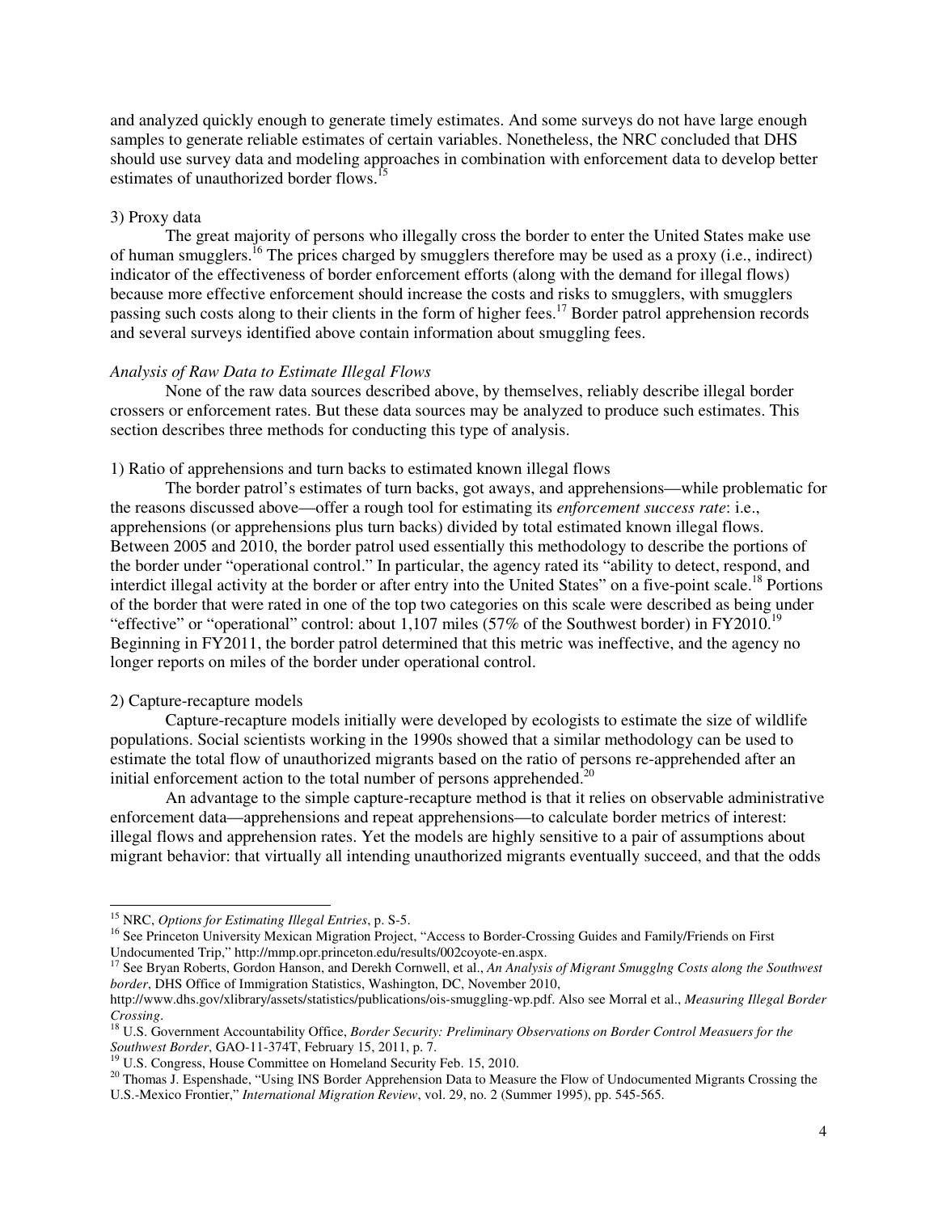and analyzed quickly enough to generate timely estimates. And some surveys do not have large enough samples to generate reliable estimates of certain variables. Nonetheless, the NRC concluded that DHS should use survey data and modeling approaches in combination with enforcement data to develop better estimates of unauthorized border flows.[15]

3) Proxy data

The great majority of persons who illegally cross the border to enter the United States make use of human smugglers.[16] The prices charged by smugglers therefore may be used as a proxy (i.e., indirect) indicator of the effectiveness of border enforcement efforts (along with the demand for illegal flows) because more effective enforcement should increase the costs and risks to smugglers, with smugglers passing such costs along to their clients in the form of higher fees.[17] Border patrol apprehension records and several surveys identified above contain information about smuggling fees.

*Analysis of Raw Data to Estimate Illegal Flows*

None of the raw data sources described above, by themselves, reliably describe illegal border crossers or enforcement rates. But these data sources may be analyzed to produce such estimates. This section describes three methods for conducting this type of analysis.

1) Ratio of apprehensions and turn backs to estimated known illegal flows

The border patrol's estimates of turn backs, got aways, and apprehensions—while problematic for the reasons discussed above—offer a rough tool for estimating its *enforcement success rate*: i.e., apprehensions (or apprehensions plus turn backs) divided by total estimated known illegal flows. Between 2005 and 2010, the border patrol used essentially this methodology to describe the portions of the border under "operational control." In particular, the agency rated its "ability to detect, respond, and interdict illegal activity at the border or after entry into the United States" on a five-point scale.[18] Portions of the border that were rated in one of the top two categories on this scale were described as being under "effective" or "operational" control: about 1,107 miles (57% of the Southwest border) in FY2010.[19] Beginning in FY2011, the border patrol determined that this metric was ineffective, and the agency no longer reports on miles of the border under operational control.

2) Capture-recapture models

Capture-recapture models initially were developed by ecologists to estimate the size of wildlife populations. Social scientists working in the 1990s showed that a similar methodology can be used to estimate the total flow of unauthorized migrants based on the ratio of persons re-apprehended after an initial enforcement action to the total number of persons apprehended.[20]

An advantage to the simple capture-recapture method is that it relies on observable administrative enforcement data—apprehensions and repeat apprehensions—to calculate border metrics of interest: illegal flows and apprehension rates. Yet the models are highly sensitive to a pair of assumptions about migrant behavior: that virtually all intending unauthorized migrants eventually succeed, and that the odds

---

[15] NRC, *Options for Estimating Illegal Entries*, p. S-5.

[16] See Princeton University Mexican Migration Project, "Access to Border-Crossing Guides and Family/Friends on First Undocumented Trip," http://mmp.opr.princeton.edu/results/002coyote-en.aspx.

[17] See Bryan Roberts, Gordon Hanson, and Derekh Cornwell, et al., *An Analysis of Migrant Smugglng Costs along the Southwest border*, DHS Office of Immigration Statistics, Washington, DC, November 2010, http://www.dhs.gov/xlibrary/assets/statistics/publications/ois-smuggling-wp.pdf. Also see Morral et al., *Measuring Illegal Border Crossing*.

[18] U.S. Government Accountability Office, *Border Security: Preliminary Observations on Border Control Measuers for the Southwest Border*, GAO-11-374T, February 15, 2011, p. 7.

[19] U.S. Congress, House Committee on Homeland Security Feb. 15, 2010.

[20] Thomas J. Espenshade, "Using INS Border Apprehension Data to Measure the Flow of Undocumented Migrants Crossing the U.S.-Mexico Frontier," *International Migration Review*, vol. 29, no. 2 (Summer 1995), pp. 545-565.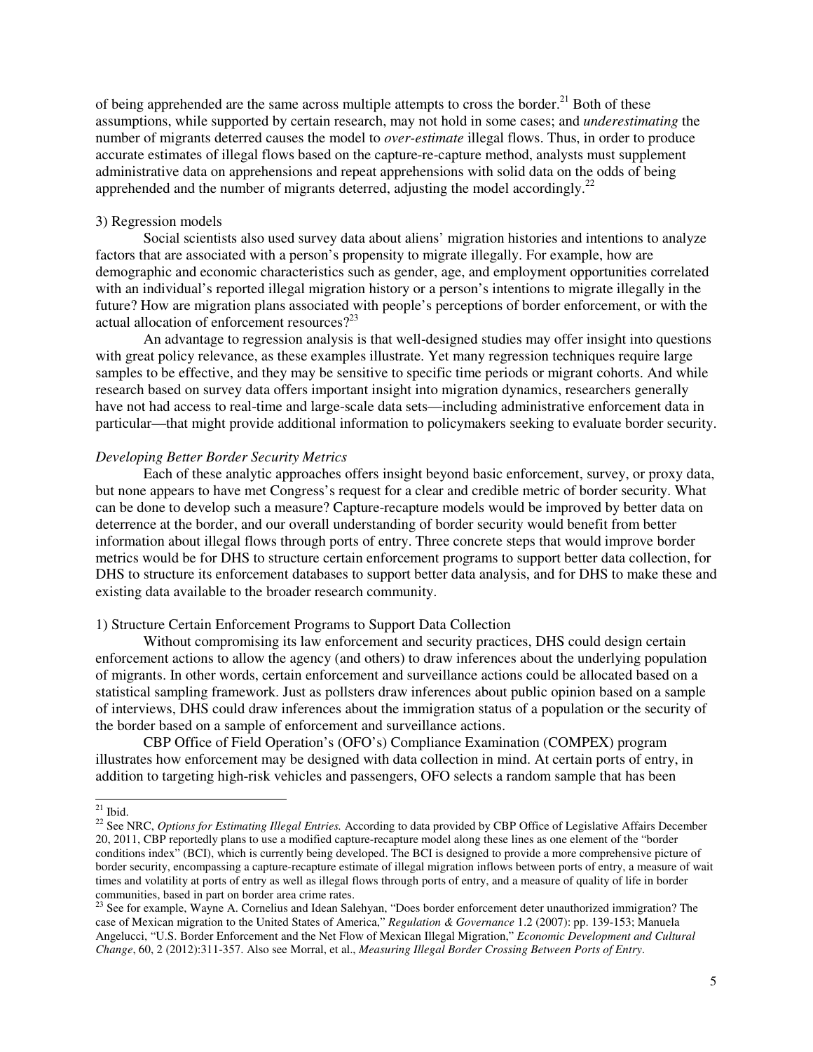of being apprehended are the same across multiple attempts to cross the border.[21] Both of these assumptions, while supported by certain research, may not hold in some cases; and *underestimating* the number of migrants deterred causes the model to *over-estimate* illegal flows. Thus, in order to produce accurate estimates of illegal flows based on the capture-re-capture method, analysts must supplement administrative data on apprehensions and repeat apprehensions with solid data on the odds of being apprehended and the number of migrants deterred, adjusting the model accordingly.[22]

3) Regression models

Social scientists also used survey data about aliens' migration histories and intentions to analyze factors that are associated with a person's propensity to migrate illegally. For example, how are demographic and economic characteristics such as gender, age, and employment opportunities correlated with an individual's reported illegal migration history or a person's intentions to migrate illegally in the future? How are migration plans associated with people's perceptions of border enforcement, or with the actual allocation of enforcement resources?[23]

An advantage to regression analysis is that well-designed studies may offer insight into questions with great policy relevance, as these examples illustrate. Yet many regression techniques require large samples to be effective, and they may be sensitive to specific time periods or migrant cohorts. And while research based on survey data offers important insight into migration dynamics, researchers generally have not had access to real-time and large-scale data sets—including administrative enforcement data in particular—that might provide additional information to policymakers seeking to evaluate border security.

*Developing Better Border Security Metrics*

Each of these analytic approaches offers insight beyond basic enforcement, survey, or proxy data, but none appears to have met Congress's request for a clear and credible metric of border security. What can be done to develop such a measure? Capture-recapture models would be improved by better data on deterrence at the border, and our overall understanding of border security would benefit from better information about illegal flows through ports of entry. Three concrete steps that would improve border metrics would be for DHS to structure certain enforcement programs to support better data collection, for DHS to structure its enforcement databases to support better data analysis, and for DHS to make these and existing data available to the broader research community.

1) Structure Certain Enforcement Programs to Support Data Collection

Without compromising its law enforcement and security practices, DHS could design certain enforcement actions to allow the agency (and others) to draw inferences about the underlying population of migrants. In other words, certain enforcement and surveillance actions could be allocated based on a statistical sampling framework. Just as pollsters draw inferences about public opinion based on a sample of interviews, DHS could draw inferences about the immigration status of a population or the security of the border based on a sample of enforcement and surveillance actions.

CBP Office of Field Operation's (OFO's) Compliance Examination (COMPEX) program illustrates how enforcement may be designed with data collection in mind. At certain ports of entry, in addition to targeting high-risk vehicles and passengers, OFO selects a random sample that has been

---

[21] Ibid.

[22] See NRC, *Options for Estimating Illegal Entries.* According to data provided by CBP Office of Legislative Affairs December 20, 2011, CBP reportedly plans to use a modified capture-recapture model along these lines as one element of the "border conditions index" (BCI), which is currently being developed. The BCI is designed to provide a more comprehensive picture of border security, encompassing a capture-recapture estimate of illegal migration inflows between ports of entry, a measure of wait times and volatility at ports of entry as well as illegal flows through ports of entry, and a measure of quality of life in border communities, based in part on border area crime rates.

[23] See for example, Wayne A. Cornelius and Idean Salehyan, "Does border enforcement deter unauthorized immigration? The case of Mexican migration to the United States of America," *Regulation & Governance* 1.2 (2007): pp. 139-153; Manuela Angelucci, "U.S. Border Enforcement and the Net Flow of Mexican Illegal Migration," *Economic Development and Cultural Change*, 60, 2 (2012):311-357. Also see Morral, et al., *Measuring Illegal Border Crossing Between Ports of Entry*.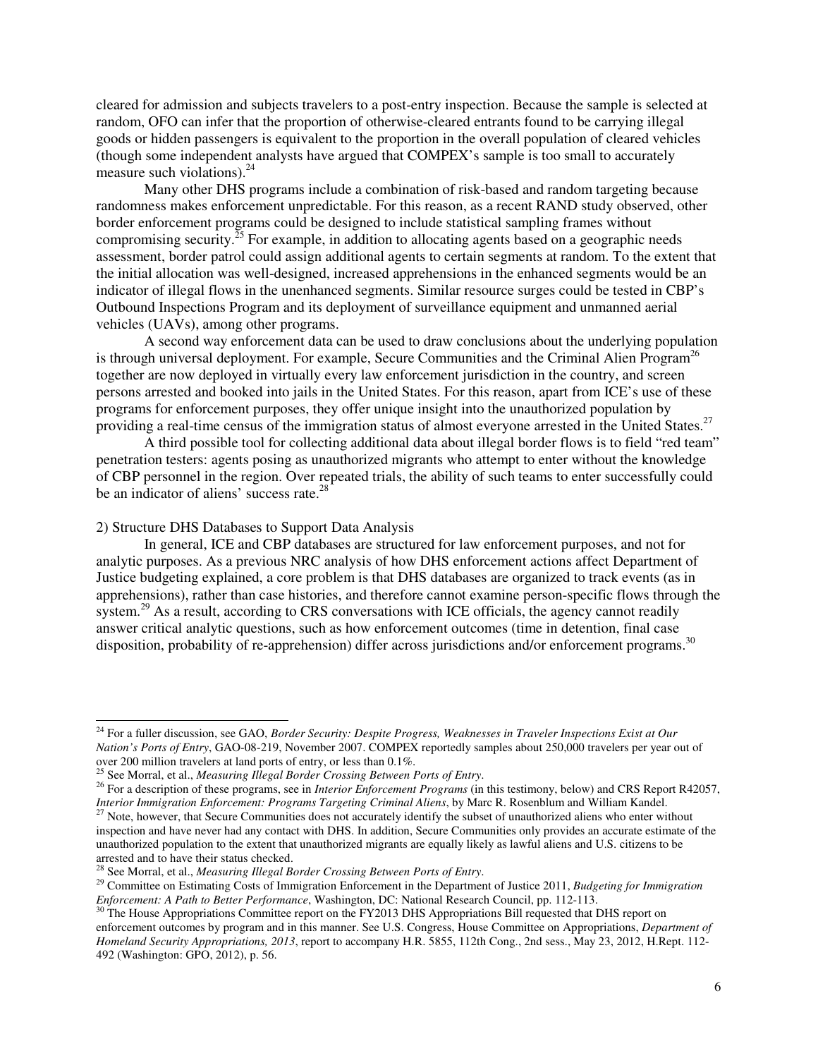cleared for admission and subjects travelers to a post-entry inspection. Because the sample is selected at random, OFO can infer that the proportion of otherwise-cleared entrants found to be carrying illegal goods or hidden passengers is equivalent to the proportion in the overall population of cleared vehicles (though some independent analysts have argued that COMPEX's sample is too small to accurately measure such violations).[24]

Many other DHS programs include a combination of risk-based and random targeting because randomness makes enforcement unpredictable. For this reason, as a recent RAND study observed, other border enforcement programs could be designed to include statistical sampling frames without compromising security.[25] For example, in addition to allocating agents based on a geographic needs assessment, border patrol could assign additional agents to certain segments at random. To the extent that the initial allocation was well-designed, increased apprehensions in the enhanced segments would be an indicator of illegal flows in the unenhanced segments. Similar resource surges could be tested in CBP's Outbound Inspections Program and its deployment of surveillance equipment and unmanned aerial vehicles (UAVs), among other programs.

A second way enforcement data can be used to draw conclusions about the underlying population is through universal deployment. For example, Secure Communities and the Criminal Alien Program[26] together are now deployed in virtually every law enforcement jurisdiction in the country, and screen persons arrested and booked into jails in the United States. For this reason, apart from ICE's use of these programs for enforcement purposes, they offer unique insight into the unauthorized population by providing a real-time census of the immigration status of almost everyone arrested in the United States.[27]

A third possible tool for collecting additional data about illegal border flows is to field "red team" penetration testers: agents posing as unauthorized migrants who attempt to enter without the knowledge of CBP personnel in the region. Over repeated trials, the ability of such teams to enter successfully could be an indicator of aliens' success rate.[28]

2) Structure DHS Databases to Support Data Analysis

In general, ICE and CBP databases are structured for law enforcement purposes, and not for analytic purposes. As a previous NRC analysis of how DHS enforcement actions affect Department of Justice budgeting explained, a core problem is that DHS databases are organized to track events (as in apprehensions), rather than case histories, and therefore cannot examine person-specific flows through the system.[29] As a result, according to CRS conversations with ICE officials, the agency cannot readily answer critical analytic questions, such as how enforcement outcomes (time in detention, final case disposition, probability of re-apprehension) differ across jurisdictions and/or enforcement programs.[30]

---

[24] For a fuller discussion, see GAO, *Border Security: Despite Progress, Weaknesses in Traveler Inspections Exist at Our Nation's Ports of Entry*, GAO-08-219, November 2007. COMPEX reportedly samples about 250,000 travelers per year out of over 200 million travelers at land ports of entry, or less than 0.1%.

[25] See Morral, et al., *Measuring Illegal Border Crossing Between Ports of Entry*.

[26] For a description of these programs, see in *Interior Enforcement Programs* (in this testimony, below) and CRS Report R42057, *Interior Immigration Enforcement: Programs Targeting Criminal Aliens*, by Marc R. Rosenblum and William Kandel.

[27] Note, however, that Secure Communities does not accurately identify the subset of unauthorized aliens who enter without inspection and have never had any contact with DHS. In addition, Secure Communities only provides an accurate estimate of the unauthorized population to the extent that unauthorized migrants are equally likely as lawful aliens and U.S. citizens to be arrested and to have their status checked.

[28] See Morral, et al., *Measuring Illegal Border Crossing Between Ports of Entry*.

[29] Committee on Estimating Costs of Immigration Enforcement in the Department of Justice 2011, *Budgeting for Immigration Enforcement: A Path to Better Performance*, Washington, DC: National Research Council, pp. 112-113.

[30] The House Appropriations Committee report on the FY2013 DHS Appropriations Bill requested that DHS report on enforcement outcomes by program and in this manner. See U.S. Congress, House Committee on Appropriations, *Department of Homeland Security Appropriations, 2013*, report to accompany H.R. 5855, 112th Cong., 2nd sess., May 23, 2012, H.Rept. 112-492 (Washington: GPO, 2012), p. 56.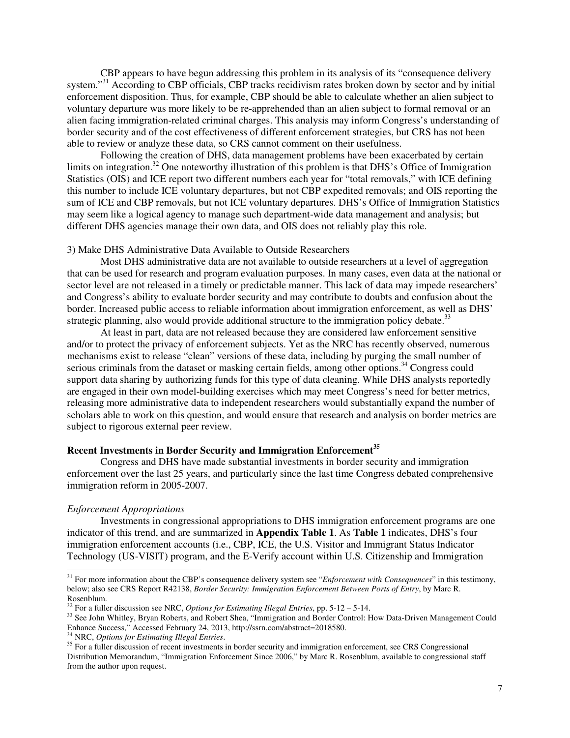CBP appears to have begun addressing this problem in its analysis of its "consequence delivery system."[31] According to CBP officials, CBP tracks recidivism rates broken down by sector and by initial enforcement disposition. Thus, for example, CBP should be able to calculate whether an alien subject to voluntary departure was more likely to be re-apprehended than an alien subject to formal removal or an alien facing immigration-related criminal charges. This analysis may inform Congress's understanding of border security and of the cost effectiveness of different enforcement strategies, but CRS has not been able to review or analyze these data, so CRS cannot comment on their usefulness.

Following the creation of DHS, data management problems have been exacerbated by certain limits on integration.[32] One noteworthy illustration of this problem is that DHS's Office of Immigration Statistics (OIS) and ICE report two different numbers each year for "total removals," with ICE defining this number to include ICE voluntary departures, but not CBP expedited removals; and OIS reporting the sum of ICE and CBP removals, but not ICE voluntary departures. DHS's Office of Immigration Statistics may seem like a logical agency to manage such department-wide data management and analysis; but different DHS agencies manage their own data, and OIS does not reliably play this role.

3) Make DHS Administrative Data Available to Outside Researchers

Most DHS administrative data are not available to outside researchers at a level of aggregation that can be used for research and program evaluation purposes. In many cases, even data at the national or sector level are not released in a timely or predictable manner. This lack of data may impede researchers' and Congress's ability to evaluate border security and may contribute to doubts and confusion about the border. Increased public access to reliable information about immigration enforcement, as well as DHS' strategic planning, also would provide additional structure to the immigration policy debate.[33]

At least in part, data are not released because they are considered law enforcement sensitive and/or to protect the privacy of enforcement subjects. Yet as the NRC has recently observed, numerous mechanisms exist to release "clean" versions of these data, including by purging the small number of serious criminals from the dataset or masking certain fields, among other options.[34] Congress could support data sharing by authorizing funds for this type of data cleaning. While DHS analysts reportedly are engaged in their own model-building exercises which may meet Congress's need for better metrics, releasing more administrative data to independent researchers would substantially expand the number of scholars able to work on this question, and would ensure that research and analysis on border metrics are subject to rigorous external peer review.

## Recent Investments in Border Security and Immigration Enforcement[35]

Congress and DHS have made substantial investments in border security and immigration enforcement over the last 25 years, and particularly since the last time Congress debated comprehensive immigration reform in 2005-2007.

*Enforcement Appropriations*

Investments in congressional appropriations to DHS immigration enforcement programs are one indicator of this trend, and are summarized in **Appendix Table 1**. As **Table 1** indicates, DHS's four immigration enforcement accounts (i.e., CBP, ICE, the U.S. Visitor and Immigrant Status Indicator Technology (US-VISIT) program, and the E-Verify account within U.S. Citizenship and Immigration

---

[31] For more information about the CBP's consequence delivery system see "*Enforcement with Consequences*" in this testimony, below; also see CRS Report R42138, *Border Security: Immigration Enforcement Between Ports of Entry*, by Marc R. Rosenblum.

[32] For a fuller discussion see NRC, *Options for Estimating Illegal Entries*, pp. 5-12 – 5-14.

[33] See John Whitley, Bryan Roberts, and Robert Shea, "Immigration and Border Control: How Data-Driven Management Could Enhance Success," Accessed February 24, 2013, http://ssrn.com/abstract=2018580.

[34] NRC, *Options for Estimating Illegal Entries*.

[35] For a fuller discussion of recent investments in border security and immigration enforcement, see CRS Congressional Distribution Memorandum, "Immigration Enforcement Since 2006," by Marc R. Rosenblum, available to congressional staff from the author upon request.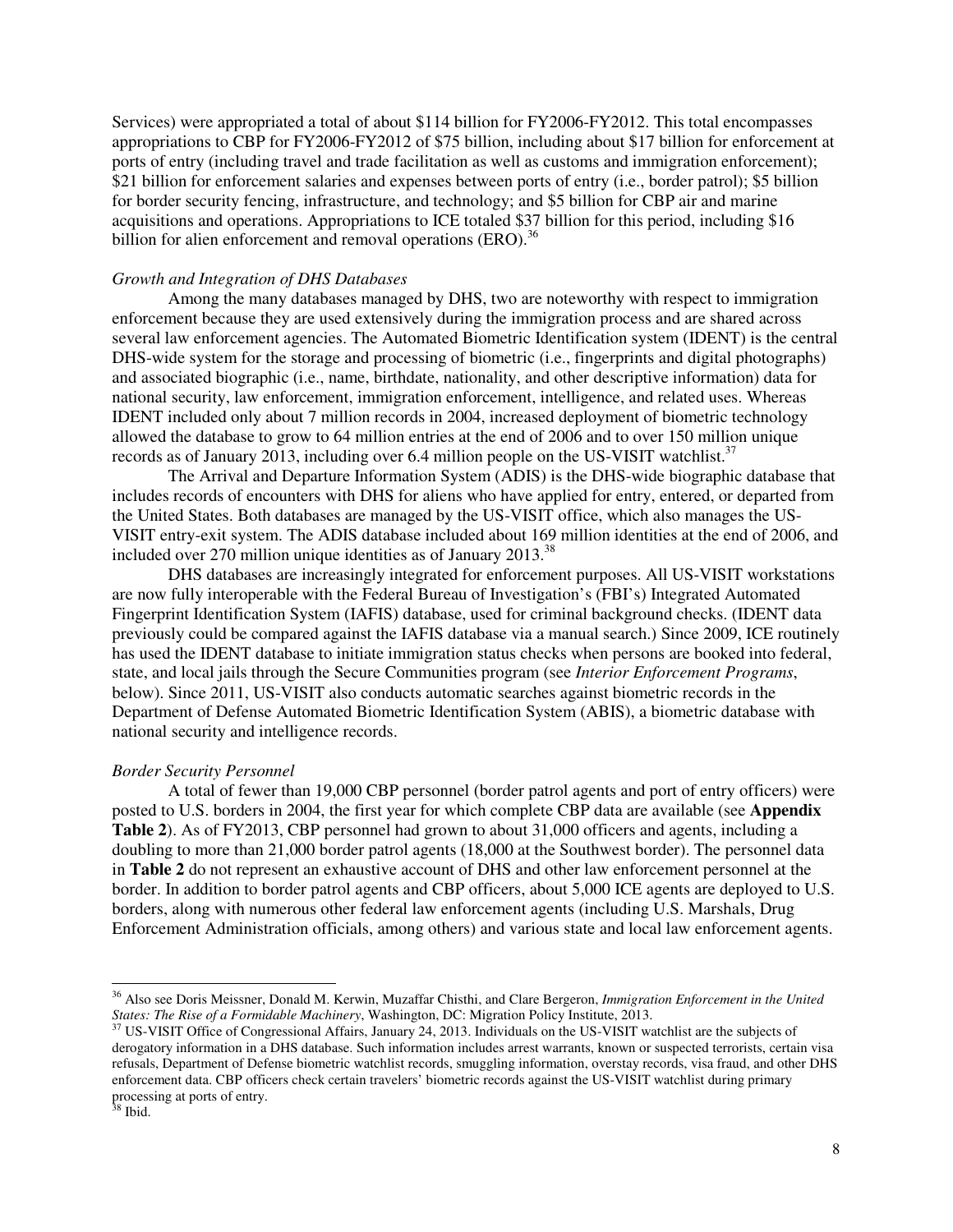Services) were appropriated a total of about $114 billion for FY2006-FY2012. This total encompasses appropriations to CBP for FY2006-FY2012 of $75 billion, including about $17 billion for enforcement at ports of entry (including travel and trade facilitation as well as customs and immigration enforcement); $21 billion for enforcement salaries and expenses between ports of entry (i.e., border patrol); $5 billion for border security fencing, infrastructure, and technology; and $5 billion for CBP air and marine acquisitions and operations. Appropriations to ICE totaled $37 billion for this period, including $16 billion for alien enforcement and removal operations (ERO).[36]

*Growth and Integration of DHS Databases*

Among the many databases managed by DHS, two are noteworthy with respect to immigration enforcement because they are used extensively during the immigration process and are shared across several law enforcement agencies. The Automated Biometric Identification system (IDENT) is the central DHS-wide system for the storage and processing of biometric (i.e., fingerprints and digital photographs) and associated biographic (i.e., name, birthdate, nationality, and other descriptive information) data for national security, law enforcement, immigration enforcement, intelligence, and related uses. Whereas IDENT included only about 7 million records in 2004, increased deployment of biometric technology allowed the database to grow to 64 million entries at the end of 2006 and to over 150 million unique records as of January 2013, including over 6.4 million people on the US-VISIT watchlist.[37]

The Arrival and Departure Information System (ADIS) is the DHS-wide biographic database that includes records of encounters with DHS for aliens who have applied for entry, entered, or departed from the United States. Both databases are managed by the US-VISIT office, which also manages the US-VISIT entry-exit system. The ADIS database included about 169 million identities at the end of 2006, and included over 270 million unique identities as of January 2013.[38]

DHS databases are increasingly integrated for enforcement purposes. All US-VISIT workstations are now fully interoperable with the Federal Bureau of Investigation's (FBI's) Integrated Automated Fingerprint Identification System (IAFIS) database, used for criminal background checks. (IDENT data previously could be compared against the IAFIS database via a manual search.) Since 2009, ICE routinely has used the IDENT database to initiate immigration status checks when persons are booked into federal, state, and local jails through the Secure Communities program (see *Interior Enforcement Programs*, below). Since 2011, US-VISIT also conducts automatic searches against biometric records in the Department of Defense Automated Biometric Identification System (ABIS), a biometric database with national security and intelligence records.

*Border Security Personnel*

A total of fewer than 19,000 CBP personnel (border patrol agents and port of entry officers) were posted to U.S. borders in 2004, the first year for which complete CBP data are available (see **Appendix Table 2**). As of FY2013, CBP personnel had grown to about 31,000 officers and agents, including a doubling to more than 21,000 border patrol agents (18,000 at the Southwest border). The personnel data in **Table 2** do not represent an exhaustive account of DHS and other law enforcement personnel at the border. In addition to border patrol agents and CBP officers, about 5,000 ICE agents are deployed to U.S. borders, along with numerous other federal law enforcement agents (including U.S. Marshals, Drug Enforcement Administration officials, among others) and various state and local law enforcement agents.

---

[36] Also see Doris Meissner, Donald M. Kerwin, Muzaffar Chisthi, and Clare Bergeron, *Immigration Enforcement in the United States: The Rise of a Formidable Machinery*, Washington, DC: Migration Policy Institute, 2013.

[37] US-VISIT Office of Congressional Affairs, January 24, 2013. Individuals on the US-VISIT watchlist are the subjects of derogatory information in a DHS database. Such information includes arrest warrants, known or suspected terrorists, certain visa refusals, Department of Defense biometric watchlist records, smuggling information, overstay records, visa fraud, and other DHS enforcement data. CBP officers check certain travelers' biometric records against the US-VISIT watchlist during primary processing at ports of entry.

[38] Ibid.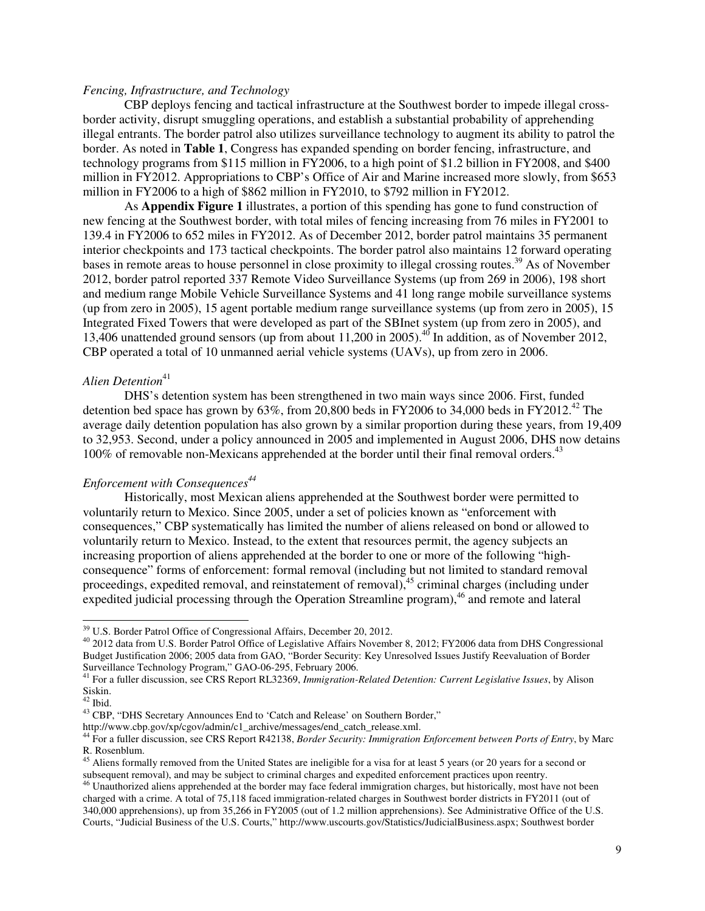*Fencing, Infrastructure, and Technology*

CBP deploys fencing and tactical infrastructure at the Southwest border to impede illegal cross-border activity, disrupt smuggling operations, and establish a substantial probability of apprehending illegal entrants. The border patrol also utilizes surveillance technology to augment its ability to patrol the border. As noted in **Table 1**, Congress has expanded spending on border fencing, infrastructure, and technology programs from $115 million in FY2006, to a high point of $1.2 billion in FY2008, and $400 million in FY2012. Appropriations to CBP's Office of Air and Marine increased more slowly, from $653 million in FY2006 to a high of $862 million in FY2010, to $792 million in FY2012.

As **Appendix Figure 1** illustrates, a portion of this spending has gone to fund construction of new fencing at the Southwest border, with total miles of fencing increasing from 76 miles in FY2001 to 139.4 in FY2006 to 652 miles in FY2012. As of December 2012, border patrol maintains 35 permanent interior checkpoints and 173 tactical checkpoints. The border patrol also maintains 12 forward operating bases in remote areas to house personnel in close proximity to illegal crossing routes.[39] As of November 2012, border patrol reported 337 Remote Video Surveillance Systems (up from 269 in 2006), 198 short and medium range Mobile Vehicle Surveillance Systems and 41 long range mobile surveillance systems (up from zero in 2005), 15 agent portable medium range surveillance systems (up from zero in 2005), 15 Integrated Fixed Towers that were developed as part of the SBInet system (up from zero in 2005), and 13,406 unattended ground sensors (up from about 11,200 in 2005).[40] In addition, as of November 2012, CBP operated a total of 10 unmanned aerial vehicle systems (UAVs), up from zero in 2006.

*Alien Detention*[41]

DHS's detention system has been strengthened in two main ways since 2006. First, funded detention bed space has grown by 63%, from 20,800 beds in FY2006 to 34,000 beds in FY2012.[42] The average daily detention population has also grown by a similar proportion during these years, from 19,409 to 32,953. Second, under a policy announced in 2005 and implemented in August 2006, DHS now detains 100% of removable non-Mexicans apprehended at the border until their final removal orders.[43]

*Enforcement with Consequences*[44]

Historically, most Mexican aliens apprehended at the Southwest border were permitted to voluntarily return to Mexico. Since 2005, under a set of policies known as "enforcement with consequences," CBP systematically has limited the number of aliens released on bond or allowed to voluntarily return to Mexico. Instead, to the extent that resources permit, the agency subjects an increasing proportion of aliens apprehended at the border to one or more of the following "high-consequence" forms of enforcement: formal removal (including but not limited to standard removal proceedings, expedited removal, and reinstatement of removal),[45] criminal charges (including under expedited judicial processing through the Operation Streamline program),[46] and remote and lateral

---

[39] U.S. Border Patrol Office of Congressional Affairs, December 20, 2012.

[40] 2012 data from U.S. Border Patrol Office of Legislative Affairs November 8, 2012; FY2006 data from DHS Congressional Budget Justification 2006; 2005 data from GAO, "Border Security: Key Unresolved Issues Justify Reevaluation of Border Surveillance Technology Program," GAO-06-295, February 2006.

[41] For a fuller discussion, see CRS Report RL32369, *Immigration-Related Detention: Current Legislative Issues*, by Alison Siskin.

[42] Ibid.

[43] CBP, "DHS Secretary Announces End to 'Catch and Release' on Southern Border," http://www.cbp.gov/xp/cgov/admin/c1_archive/messages/end_catch_release.xml.

[44] For a fuller discussion, see CRS Report R42138, *Border Security: Immigration Enforcement between Ports of Entry*, by Marc R. Rosenblum.

[45] Aliens formally removed from the United States are ineligible for a visa for at least 5 years (or 20 years for a second or subsequent removal), and may be subject to criminal charges and expedited enforcement practices upon reentry.

[46] Unauthorized aliens apprehended at the border may face federal immigration charges, but historically, most have not been charged with a crime. A total of 75,118 faced immigration-related charges in Southwest border districts in FY2011 (out of 340,000 apprehensions), up from 35,266 in FY2005 (out of 1.2 million apprehensions). See Administrative Office of the U.S. Courts, "Judicial Business of the U.S. Courts," http://www.uscourts.gov/Statistics/JudicialBusiness.aspx; Southwest border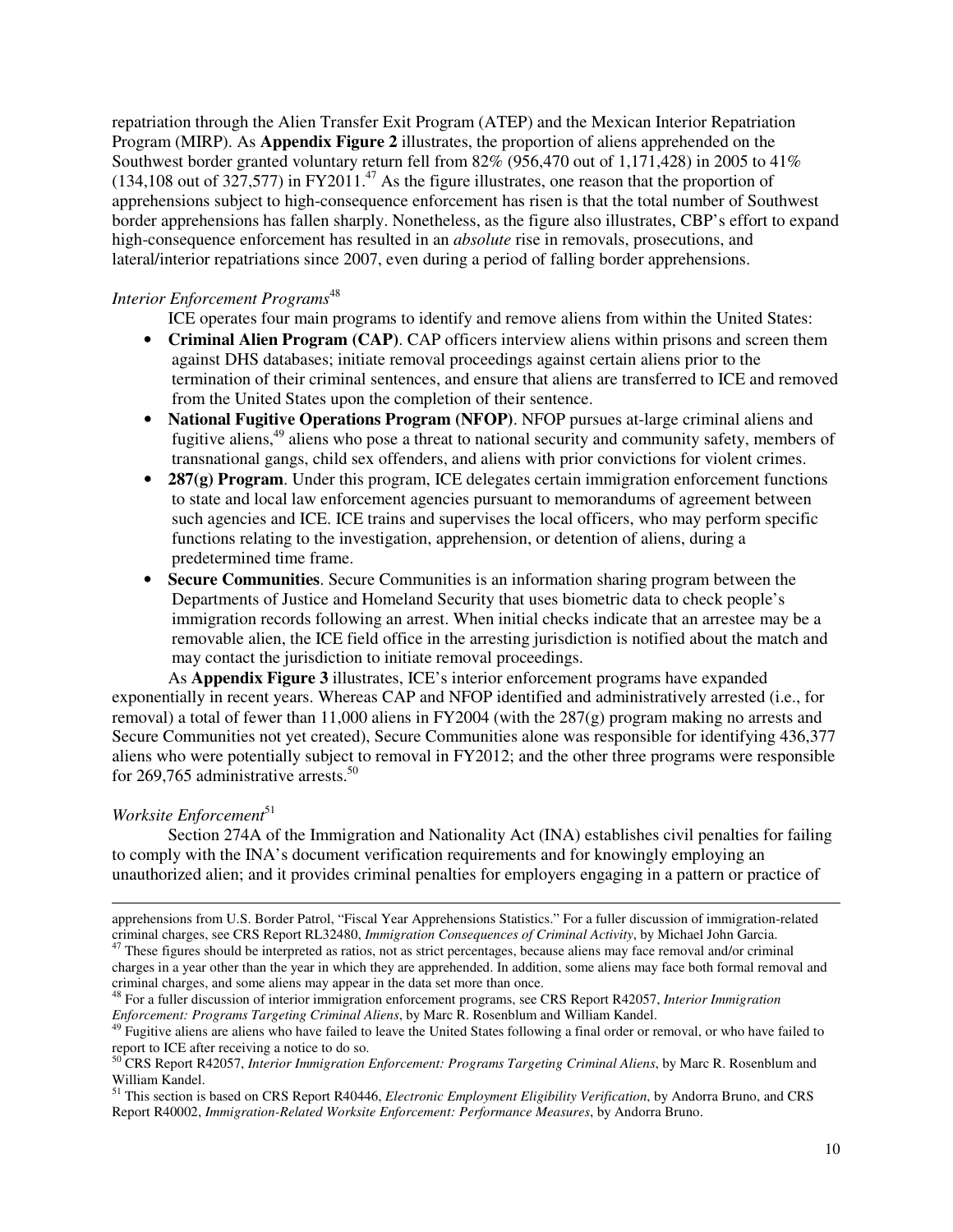repatriation through the Alien Transfer Exit Program (ATEP) and the Mexican Interior Repatriation Program (MIRP). As **Appendix Figure 2** illustrates, the proportion of aliens apprehended on the Southwest border granted voluntary return fell from 82% (956,470 out of 1,171,428) in 2005 to 41% (134,108 out of 327,577) in FY2011.[47] As the figure illustrates, one reason that the proportion of apprehensions subject to high-consequence enforcement has risen is that the total number of Southwest border apprehensions has fallen sharply. Nonetheless, as the figure also illustrates, CBP's effort to expand high-consequence enforcement has resulted in an *absolute* rise in removals, prosecutions, and lateral/interior repatriations since 2007, even during a period of falling border apprehensions.

*Interior Enforcement Programs*[48]

ICE operates four main programs to identify and remove aliens from within the United States:

- **Criminal Alien Program (CAP)**. CAP officers interview aliens within prisons and screen them against DHS databases; initiate removal proceedings against certain aliens prior to the termination of their criminal sentences, and ensure that aliens are transferred to ICE and removed from the United States upon the completion of their sentence.
- **National Fugitive Operations Program (NFOP)**. NFOP pursues at-large criminal aliens and fugitive aliens,[49] aliens who pose a threat to national security and community safety, members of transnational gangs, child sex offenders, and aliens with prior convictions for violent crimes.
- **287(g) Program**. Under this program, ICE delegates certain immigration enforcement functions to state and local law enforcement agencies pursuant to memorandums of agreement between such agencies and ICE. ICE trains and supervises the local officers, who may perform specific functions relating to the investigation, apprehension, or detention of aliens, during a predetermined time frame.
- **Secure Communities**. Secure Communities is an information sharing program between the Departments of Justice and Homeland Security that uses biometric data to check people's immigration records following an arrest. When initial checks indicate that an arrestee may be a removable alien, the ICE field office in the arresting jurisdiction is notified about the match and may contact the jurisdiction to initiate removal proceedings.

As **Appendix Figure 3** illustrates, ICE's interior enforcement programs have expanded exponentially in recent years. Whereas CAP and NFOP identified and administratively arrested (i.e., for removal) a total of fewer than 11,000 aliens in FY2004 (with the 287(g) program making no arrests and Secure Communities not yet created), Secure Communities alone was responsible for identifying 436,377 aliens who were potentially subject to removal in FY2012; and the other three programs were responsible for 269,765 administrative arrests.[50]

*Worksite Enforcement*[51]

Section 274A of the Immigration and Nationality Act (INA) establishes civil penalties for failing to comply with the INA's document verification requirements and for knowingly employing an unauthorized alien; and it provides criminal penalties for employers engaging in a pattern or practice of

---

apprehensions from U.S. Border Patrol, "Fiscal Year Apprehensions Statistics." For a fuller discussion of immigration-related criminal charges, see CRS Report RL32480, *Immigration Consequences of Criminal Activity*, by Michael John Garcia.

[47] These figures should be interpreted as ratios, not as strict percentages, because aliens may face removal and/or criminal charges in a year other than the year in which they are apprehended. In addition, some aliens may face both formal removal and criminal charges, and some aliens may appear in the data set more than once.

[48] For a fuller discussion of interior immigration enforcement programs, see CRS Report R42057, *Interior Immigration Enforcement: Programs Targeting Criminal Aliens*, by Marc R. Rosenblum and William Kandel.

[49] Fugitive aliens are aliens who have failed to leave the United States following a final order or removal, or who have failed to report to ICE after receiving a notice to do so.

[50] CRS Report R42057, *Interior Immigration Enforcement: Programs Targeting Criminal Aliens*, by Marc R. Rosenblum and William Kandel.

[51] This section is based on CRS Report R40446, *Electronic Employment Eligibility Verification*, by Andorra Bruno, and CRS Report R40002, *Immigration-Related Worksite Enforcement: Performance Measures*, by Andorra Bruno.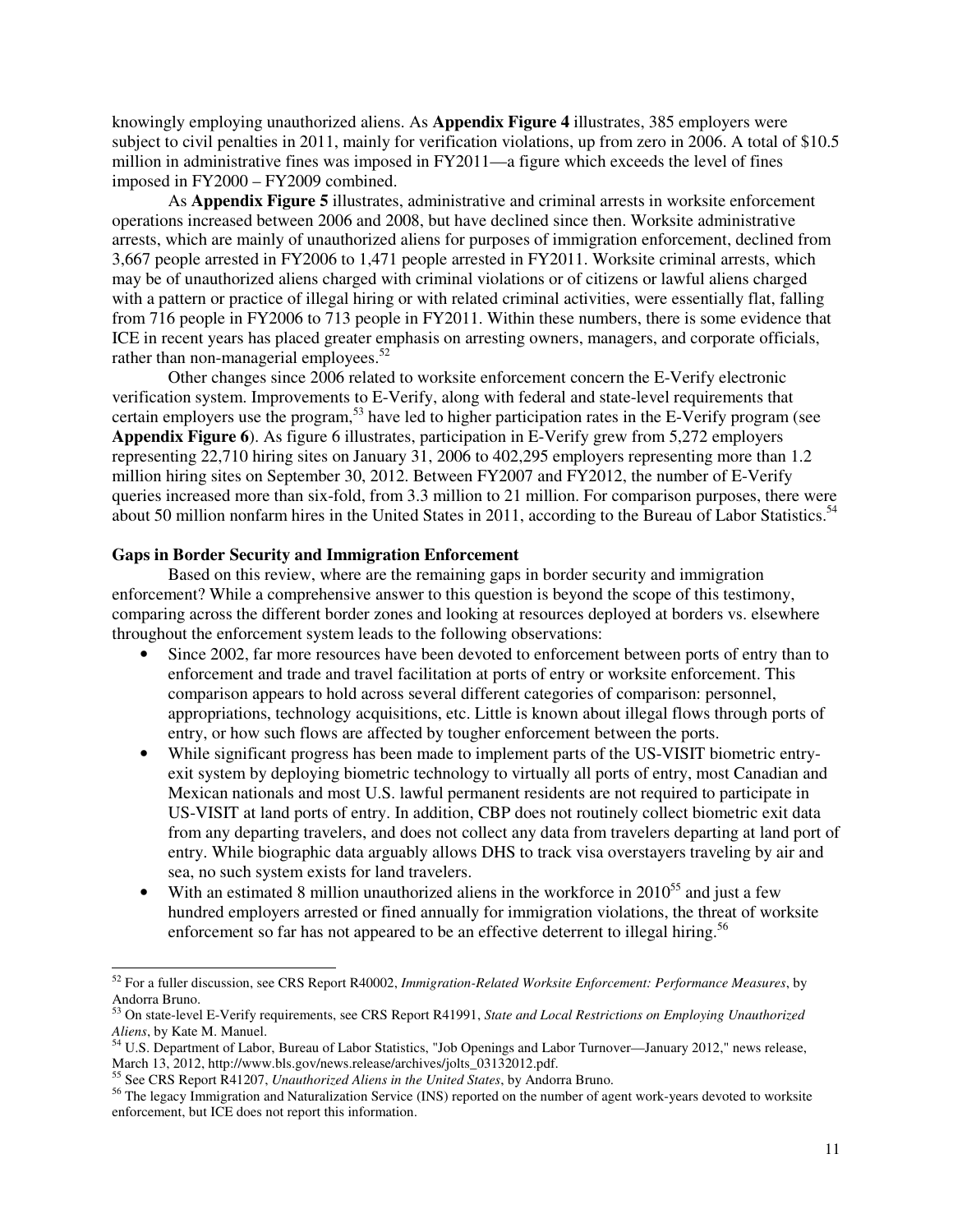knowingly employing unauthorized aliens. As **Appendix Figure 4** illustrates, 385 employers were subject to civil penalties in 2011, mainly for verification violations, up from zero in 2006. A total of $10.5 million in administrative fines was imposed in FY2011—a figure which exceeds the level of fines imposed in FY2000 – FY2009 combined.

As **Appendix Figure 5** illustrates, administrative and criminal arrests in worksite enforcement operations increased between 2006 and 2008, but have declined since then. Worksite administrative arrests, which are mainly of unauthorized aliens for purposes of immigration enforcement, declined from 3,667 people arrested in FY2006 to 1,471 people arrested in FY2011. Worksite criminal arrests, which may be of unauthorized aliens charged with criminal violations or of citizens or lawful aliens charged with a pattern or practice of illegal hiring or with related criminal activities, were essentially flat, falling from 716 people in FY2006 to 713 people in FY2011. Within these numbers, there is some evidence that ICE in recent years has placed greater emphasis on arresting owners, managers, and corporate officials, rather than non-managerial employees.[52]

Other changes since 2006 related to worksite enforcement concern the E-Verify electronic verification system. Improvements to E-Verify, along with federal and state-level requirements that certain employers use the program,[53] have led to higher participation rates in the E-Verify program (see **Appendix Figure 6**). As figure 6 illustrates, participation in E-Verify grew from 5,272 employers representing 22,710 hiring sites on January 31, 2006 to 402,295 employers representing more than 1.2 million hiring sites on September 30, 2012. Between FY2007 and FY2012, the number of E-Verify queries increased more than six-fold, from 3.3 million to 21 million. For comparison purposes, there were about 50 million nonfarm hires in the United States in 2011, according to the Bureau of Labor Statistics.[54]

**Gaps in Border Security and Immigration Enforcement**

Based on this review, where are the remaining gaps in border security and immigration enforcement? While a comprehensive answer to this question is beyond the scope of this testimony, comparing across the different border zones and looking at resources deployed at borders vs. elsewhere throughout the enforcement system leads to the following observations:

- Since 2002, far more resources have been devoted to enforcement between ports of entry than to enforcement and trade and travel facilitation at ports of entry or worksite enforcement. This comparison appears to hold across several different categories of comparison: personnel, appropriations, technology acquisitions, etc. Little is known about illegal flows through ports of entry, or how such flows are affected by tougher enforcement between the ports.
- While significant progress has been made to implement parts of the US-VISIT biometric entry-exit system by deploying biometric technology to virtually all ports of entry, most Canadian and Mexican nationals and most U.S. lawful permanent residents are not required to participate in US-VISIT at land ports of entry. In addition, CBP does not routinely collect biometric exit data from any departing travelers, and does not collect any data from travelers departing at land port of entry. While biographic data arguably allows DHS to track visa overstayers traveling by air and sea, no such system exists for land travelers.
- With an estimated 8 million unauthorized aliens in the workforce in 2010[55] and just a few hundred employers arrested or fined annually for immigration violations, the threat of worksite enforcement so far has not appeared to be an effective deterrent to illegal hiring.[56]

---

[52] For a fuller discussion, see CRS Report R40002, *Immigration-Related Worksite Enforcement: Performance Measures*, by Andorra Bruno.

[53] On state-level E-Verify requirements, see CRS Report R41991, *State and Local Restrictions on Employing Unauthorized Aliens*, by Kate M. Manuel.

[54] U.S. Department of Labor, Bureau of Labor Statistics, "Job Openings and Labor Turnover—January 2012," news release, March 13, 2012, http://www.bls.gov/news.release/archives/jolts_03132012.pdf.

[55] See CRS Report R41207, *Unauthorized Aliens in the United States*, by Andorra Bruno.

[56] The legacy Immigration and Naturalization Service (INS) reported on the number of agent work-years devoted to worksite enforcement, but ICE does not report this information.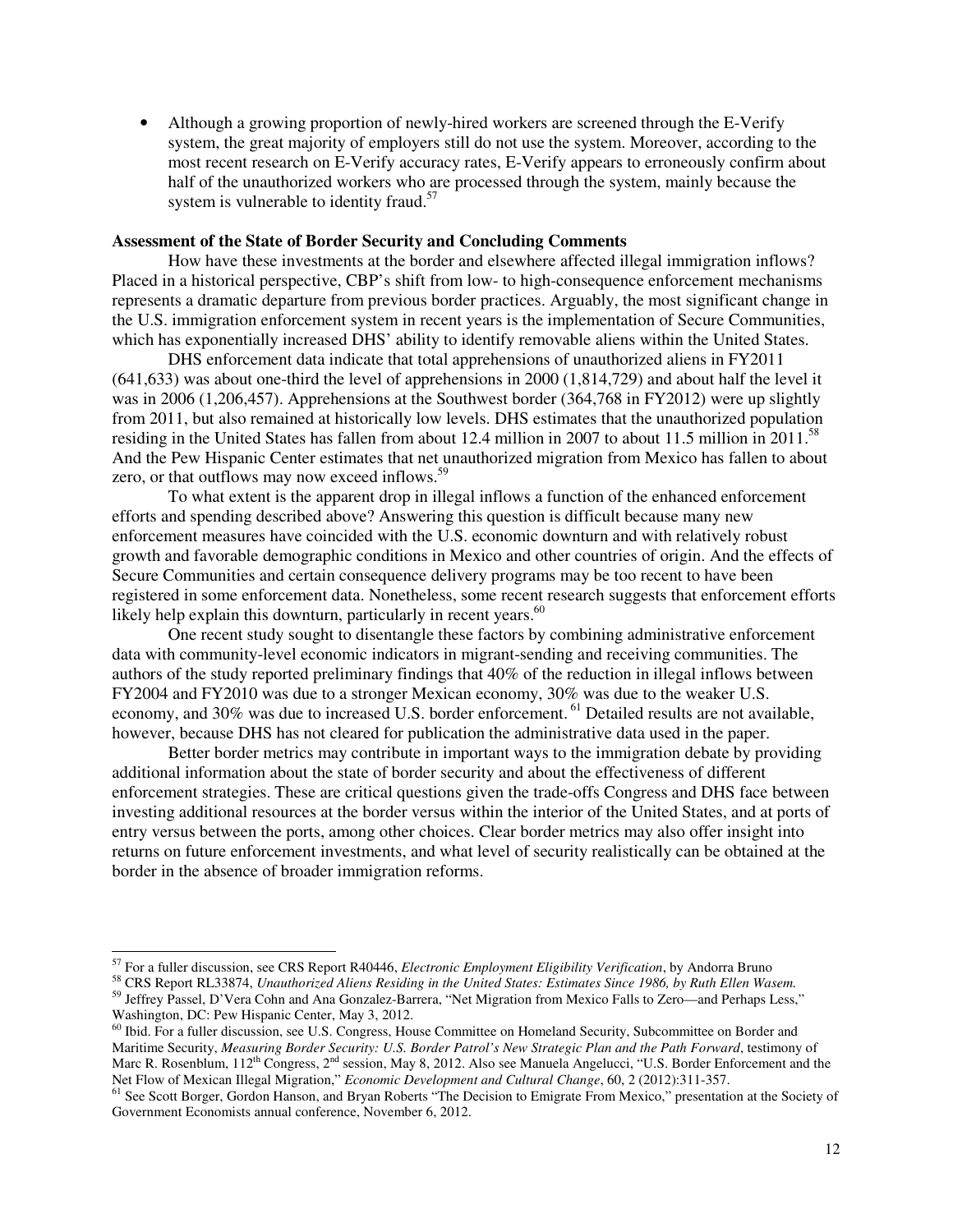- Although a growing proportion of newly-hired workers are screened through the E-Verify system, the great majority of employers still do not use the system. Moreover, according to the most recent research on E-Verify accuracy rates, E-Verify appears to erroneously confirm about half of the unauthorized workers who are processed through the system, mainly because the system is vulnerable to identity fraud.[57]

**Assessment of the State of Border Security and Concluding Comments**

How have these investments at the border and elsewhere affected illegal immigration inflows? Placed in a historical perspective, CBP's shift from low- to high-consequence enforcement mechanisms represents a dramatic departure from previous border practices. Arguably, the most significant change in the U.S. immigration enforcement system in recent years is the implementation of Secure Communities, which has exponentially increased DHS' ability to identify removable aliens within the United States.

DHS enforcement data indicate that total apprehensions of unauthorized aliens in FY2011 (641,633) was about one-third the level of apprehensions in 2000 (1,814,729) and about half the level it was in 2006 (1,206,457). Apprehensions at the Southwest border (364,768 in FY2012) were up slightly from 2011, but also remained at historically low levels. DHS estimates that the unauthorized population residing in the United States has fallen from about 12.4 million in 2007 to about 11.5 million in 2011.[58] And the Pew Hispanic Center estimates that net unauthorized migration from Mexico has fallen to about zero, or that outflows may now exceed inflows.[59]

To what extent is the apparent drop in illegal inflows a function of the enhanced enforcement efforts and spending described above? Answering this question is difficult because many new enforcement measures have coincided with the U.S. economic downturn and with relatively robust growth and favorable demographic conditions in Mexico and other countries of origin. And the effects of Secure Communities and certain consequence delivery programs may be too recent to have been registered in some enforcement data. Nonetheless, some recent research suggests that enforcement efforts likely help explain this downturn, particularly in recent years.[60]

One recent study sought to disentangle these factors by combining administrative enforcement data with community-level economic indicators in migrant-sending and receiving communities. The authors of the study reported preliminary findings that 40% of the reduction in illegal inflows between FY2004 and FY2010 was due to a stronger Mexican economy, 30% was due to the weaker U.S. economy, and 30% was due to increased U.S. border enforcement.[61] Detailed results are not available, however, because DHS has not cleared for publication the administrative data used in the paper.

Better border metrics may contribute in important ways to the immigration debate by providing additional information about the state of border security and about the effectiveness of different enforcement strategies. These are critical questions given the trade-offs Congress and DHS face between investing additional resources at the border versus within the interior of the United States, and at ports of entry versus between the ports, among other choices. Clear border metrics may also offer insight into returns on future enforcement investments, and what level of security realistically can be obtained at the border in the absence of broader immigration reforms.

---

[57] For a fuller discussion, see CRS Report R40446, *Electronic Employment Eligibility Verification*, by Andorra Bruno

[58] CRS Report RL33874, *Unauthorized Aliens Residing in the United States: Estimates Since 1986, by Ruth Ellen Wasem.*

[59] Jeffrey Passel, D'Vera Cohn and Ana Gonzalez-Barrera, "Net Migration from Mexico Falls to Zero—and Perhaps Less," Washington, DC: Pew Hispanic Center, May 3, 2012.

[60] Ibid. For a fuller discussion, see U.S. Congress, House Committee on Homeland Security, Subcommittee on Border and Maritime Security, *Measuring Border Security: U.S. Border Patrol's New Strategic Plan and the Path Forward*, testimony of Marc R. Rosenblum, 112th Congress, 2nd session, May 8, 2012. Also see Manuela Angelucci, "U.S. Border Enforcement and the Net Flow of Mexican Illegal Migration," *Economic Development and Cultural Change*, 60, 2 (2012):311-357.

[61] See Scott Borger, Gordon Hanson, and Bryan Roberts "The Decision to Emigrate From Mexico," presentation at the Society of Government Economists annual conference, November 6, 2012.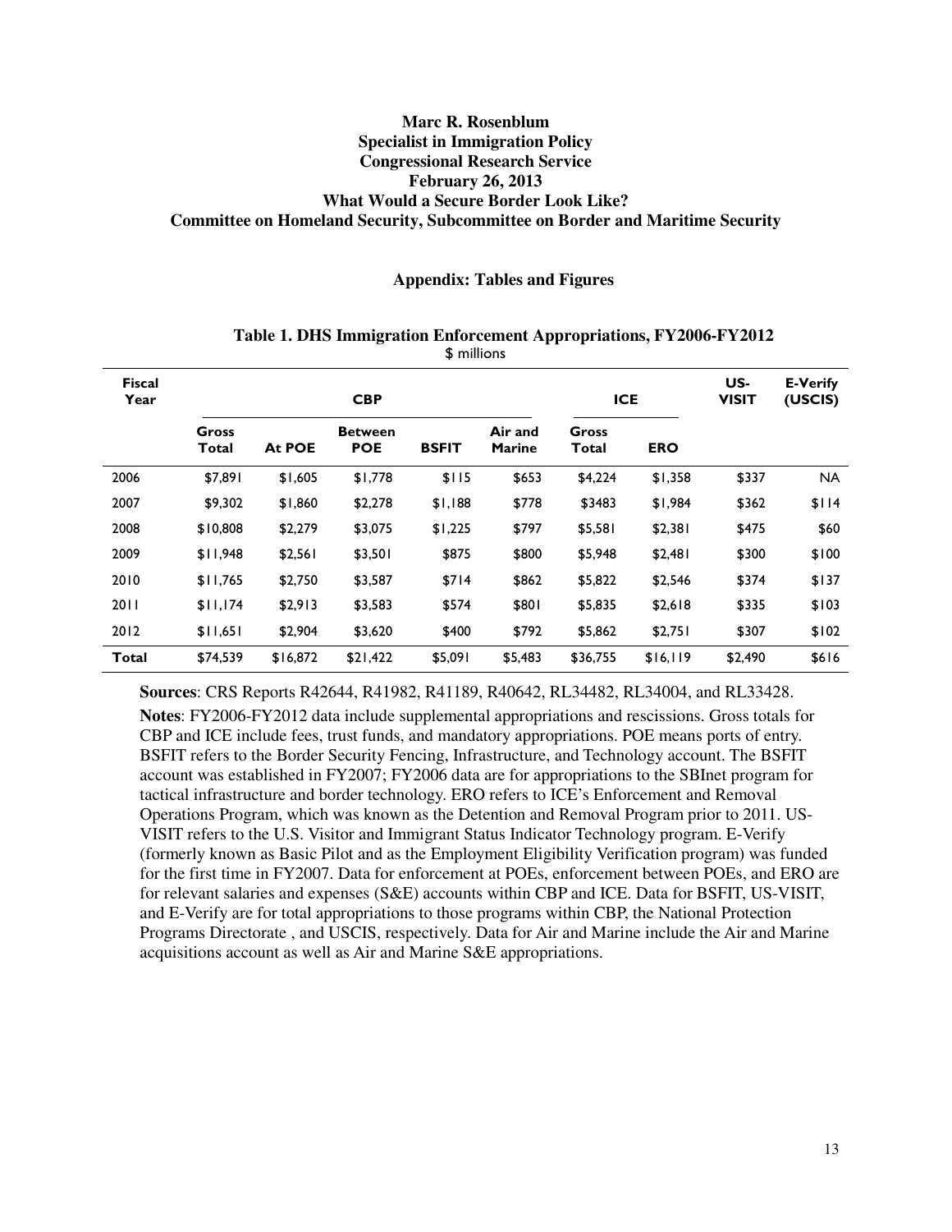**Marc R. Rosenblum**
**Specialist in Immigration Policy**
**Congressional Research Service**
**February 26, 2013**
**What Would a Secure Border Look Like?**
**Committee on Homeland Security, Subcommittee on Border and Maritime Security**

## Appendix: Tables and Figures

**Table 1. DHS Immigration Enforcement Appropriations, FY2006-FY2012**
$ millions

| Fiscal Year | CBP | | | | | ICE | | US-VISIT | E-Verify (USCIS) |
|---|---|---|---|---|---|---|---|---|---|
| | Gross Total | At POE | Between POE | BSFIT | Air and Marine | Gross Total | ERO | | |
| 2006 | $7,891 | $1,605 | $1,778 | $115 | $653 | $4,224 | $1,358 | $337 | NA |
| 2007 | $9,302 | $1,860 | $2,278 | $1,188 | $778 | $3483 | $1,984 | $362 | $114 |
| 2008 | $10,808 | $2,279 | $3,075 | $1,225 | $797 | $5,581 | $2,381 | $475 | $60 |
| 2009 | $11,948 | $2,561 | $3,501 | $875 | $800 | $5,948 | $2,481 | $300 | $100 |
| 2010 | $11,765 | $2,750 | $3,587 | $714 | $862 | $5,822 | $2,546 | $374 | $137 |
| 2011 | $11,174 | $2,913 | $3,583 | $574 | $801 | $5,835 | $2,618 | $335 | $103 |
| 2012 | $11,651 | $2,904 | $3,620 | $400 | $792 | $5,862 | $2,751 | $307 | $102 |
| **Total** | $74,539 | $16,872 | $21,422 | $5,091 | $5,483 | $36,755 | $16,119 | $2,490 | $616 |

**Sources**: CRS Reports R42644, R41982, R41189, R40642, RL34482, RL34004, and RL33428.

**Notes**: FY2006-FY2012 data include supplemental appropriations and rescissions. Gross totals for CBP and ICE include fees, trust funds, and mandatory appropriations. POE means ports of entry. BSFIT refers to the Border Security Fencing, Infrastructure, and Technology account. The BSFIT account was established in FY2007; FY2006 data are for appropriations to the SBInet program for tactical infrastructure and border technology. ERO refers to ICE's Enforcement and Removal Operations Program, which was known as the Detention and Removal Program prior to 2011. US-VISIT refers to the U.S. Visitor and Immigrant Status Indicator Technology program. E-Verify (formerly known as Basic Pilot and as the Employment Eligibility Verification program) was funded for the first time in FY2007. Data for enforcement at POEs, enforcement between POEs, and ERO are for relevant salaries and expenses (S&E) accounts within CBP and ICE. Data for BSFIT, US-VISIT, and E-Verify are for total appropriations to those programs within CBP, the National Protection Programs Directorate , and USCIS, respectively. Data for Air and Marine include the Air and Marine acquisitions account as well as Air and Marine S&E appropriations.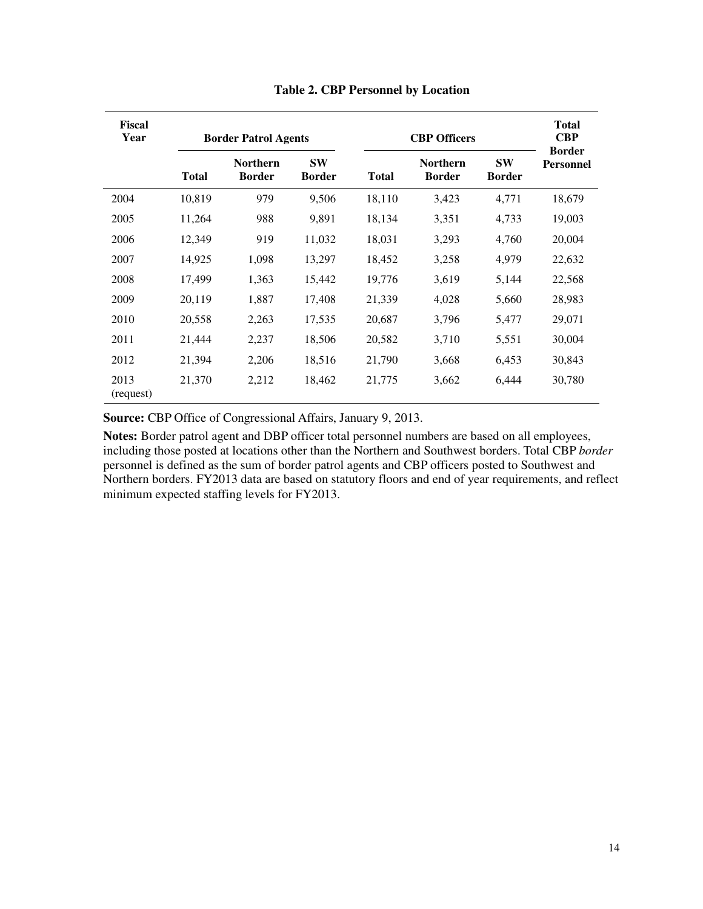**Table 2. CBP Personnel by Location**

| Fiscal Year | Border Patrol Agents | | | CBP Officers | | | Total CBP Border Personnel |
|---|---|---|---|---|---|---|---|
| | Total | Northern Border | SW Border | Total | Northern Border | SW Border | |
| 2004 | 10,819 | 979 | 9,506 | 18,110 | 3,423 | 4,771 | 18,679 |
| 2005 | 11,264 | 988 | 9,891 | 18,134 | 3,351 | 4,733 | 19,003 |
| 2006 | 12,349 | 919 | 11,032 | 18,031 | 3,293 | 4,760 | 20,004 |
| 2007 | 14,925 | 1,098 | 13,297 | 18,452 | 3,258 | 4,979 | 22,632 |
| 2008 | 17,499 | 1,363 | 15,442 | 19,776 | 3,619 | 5,144 | 22,568 |
| 2009 | 20,119 | 1,887 | 17,408 | 21,339 | 4,028 | 5,660 | 28,983 |
| 2010 | 20,558 | 2,263 | 17,535 | 20,687 | 3,796 | 5,477 | 29,071 |
| 2011 | 21,444 | 2,237 | 18,506 | 20,582 | 3,710 | 5,551 | 30,004 |
| 2012 | 21,394 | 2,206 | 18,516 | 21,790 | 3,668 | 6,453 | 30,843 |
| 2013 (request) | 21,370 | 2,212 | 18,462 | 21,775 | 3,662 | 6,444 | 30,780 |

**Source:** CBP Office of Congressional Affairs, January 9, 2013.

**Notes:** Border patrol agent and DBP officer total personnel numbers are based on all employees, including those posted at locations other than the Northern and Southwest borders. Total CBP *border* personnel is defined as the sum of border patrol agents and CBP officers posted to Southwest and Northern borders. FY2013 data are based on statutory floors and end of year requirements, and reflect minimum expected staffing levels for FY2013.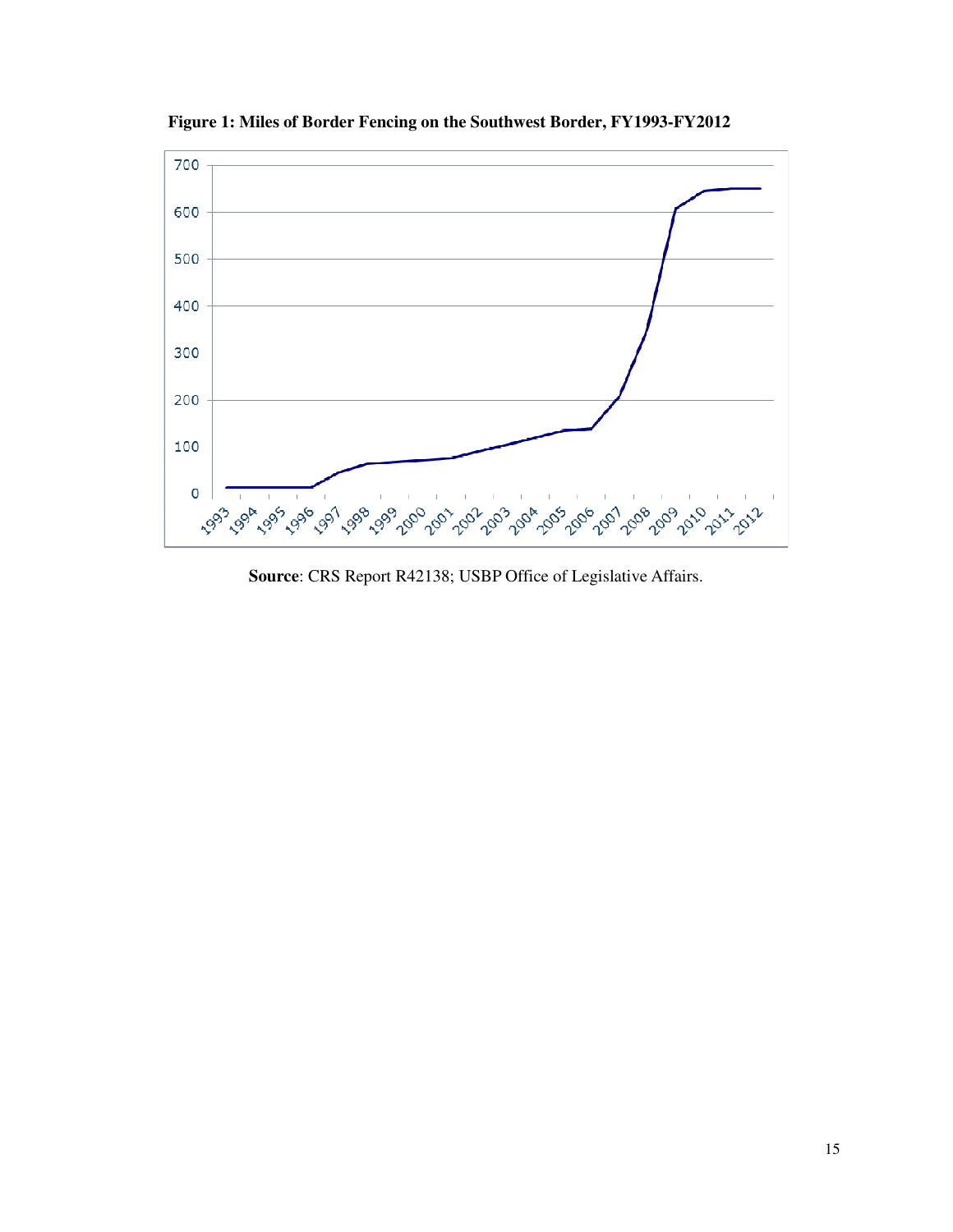**Figure 1: Miles of Border Fencing on the Southwest Border, FY1993-FY2012**

**Source**: CRS Report R42138; USBP Office of Legislative Affairs.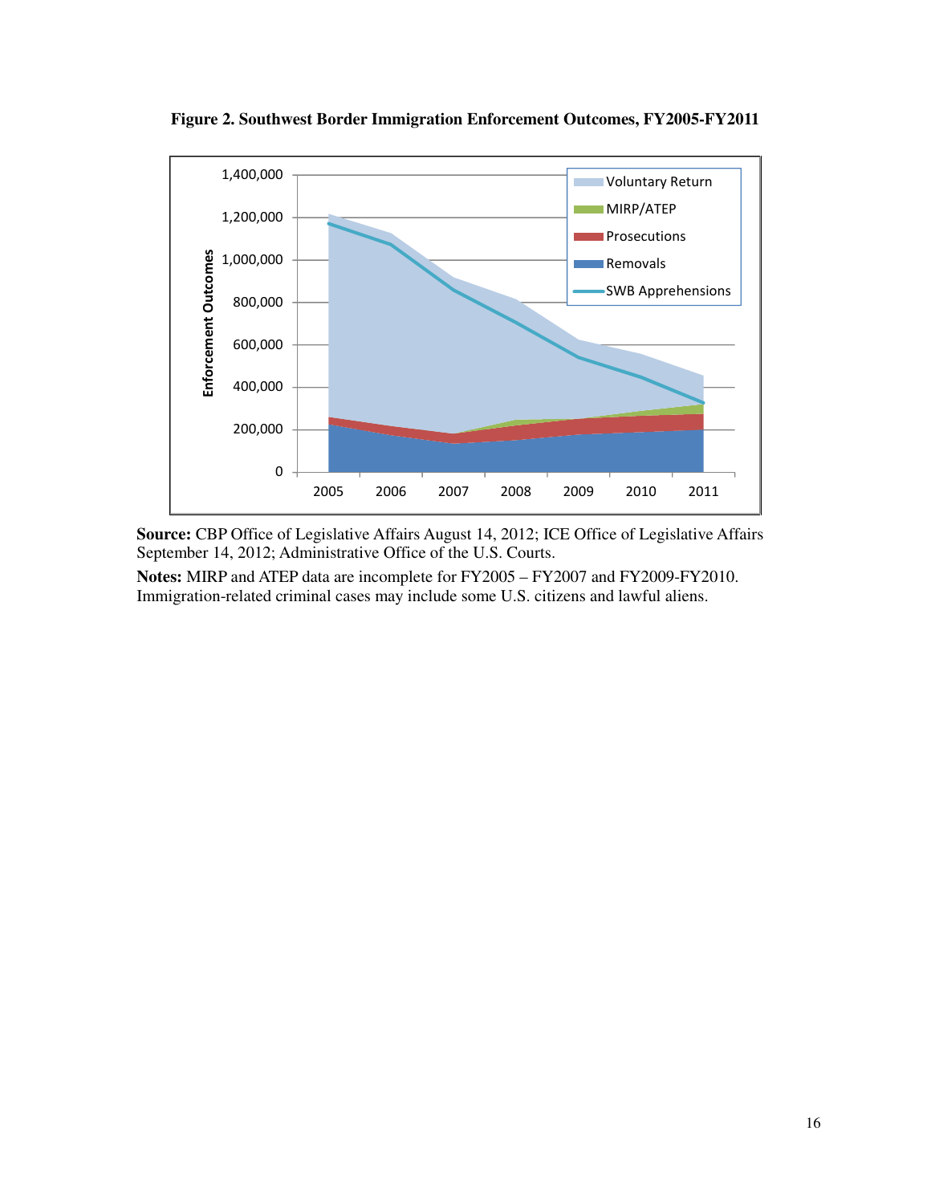**Figure 2. Southwest Border Immigration Enforcement Outcomes, FY2005-FY2011**

**Source:** CBP Office of Legislative Affairs August 14, 2012; ICE Office of Legislative Affairs September 14, 2012; Administrative Office of the U.S. Courts.

**Notes:** MIRP and ATEP data are incomplete for FY2005 – FY2007 and FY2009-FY2010. Immigration-related criminal cases may include some U.S. citizens and lawful aliens.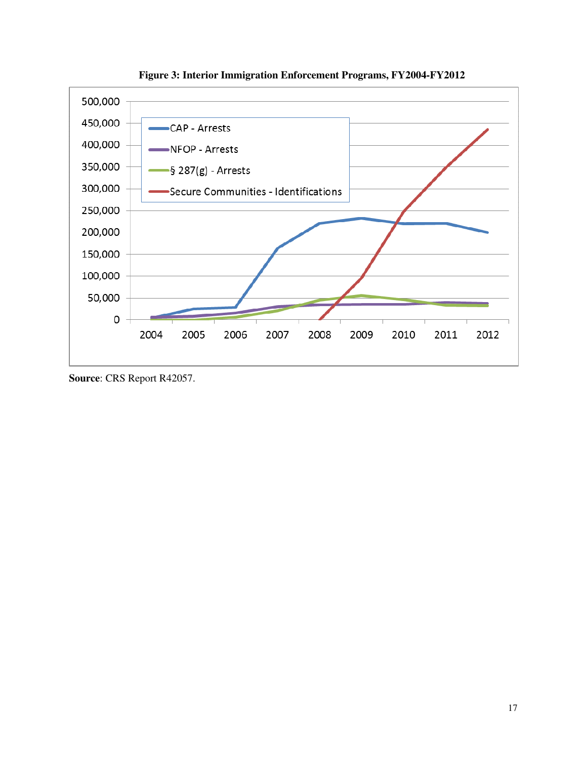**Figure 3: Interior Immigration Enforcement Programs, FY2004-FY2012**

**Source**: CRS Report R42057.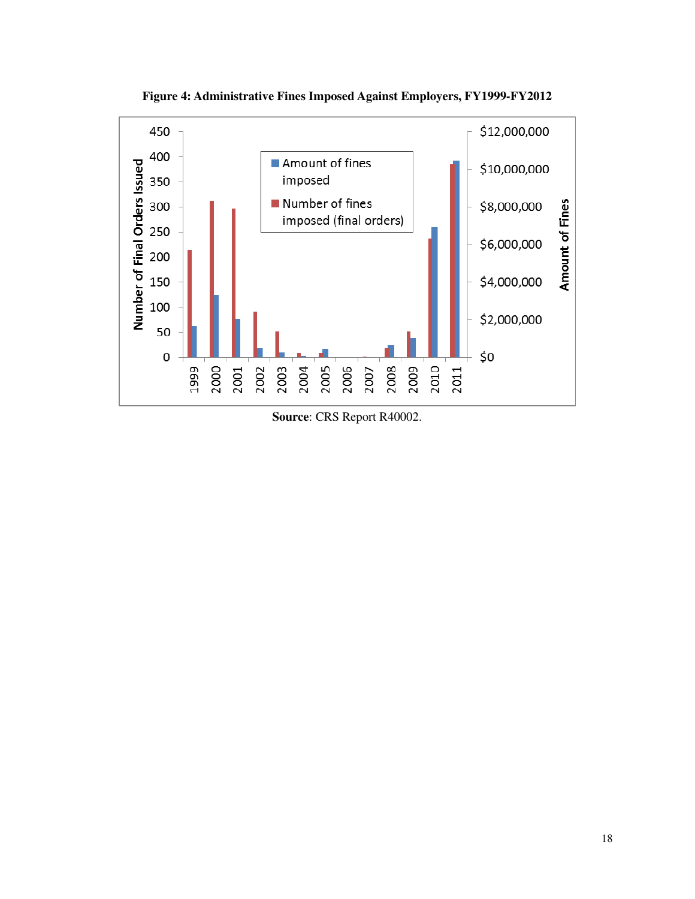**Figure 4: Administrative Fines Imposed Against Employers, FY1999-FY2012**

**Source**: CRS Report R40002.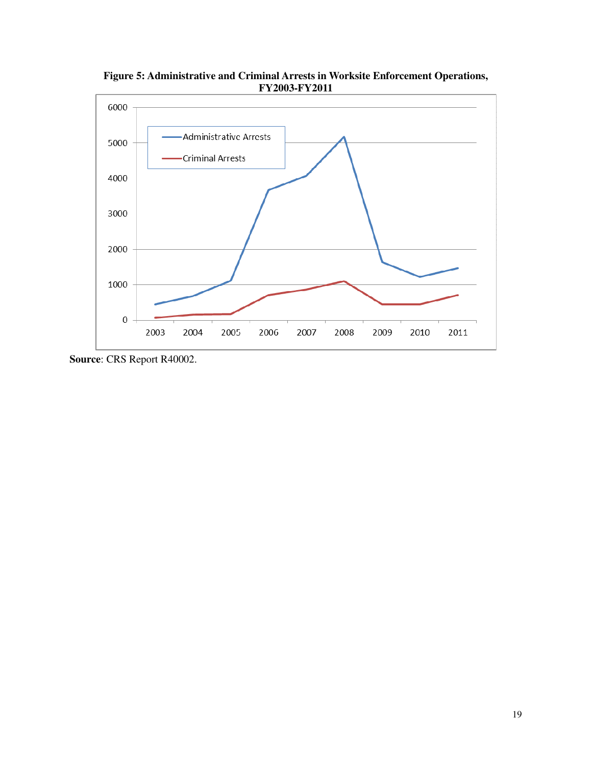**Figure 5: Administrative and Criminal Arrests in Worksite Enforcement Operations, FY2003-FY2011**

**Source**: CRS Report R40002.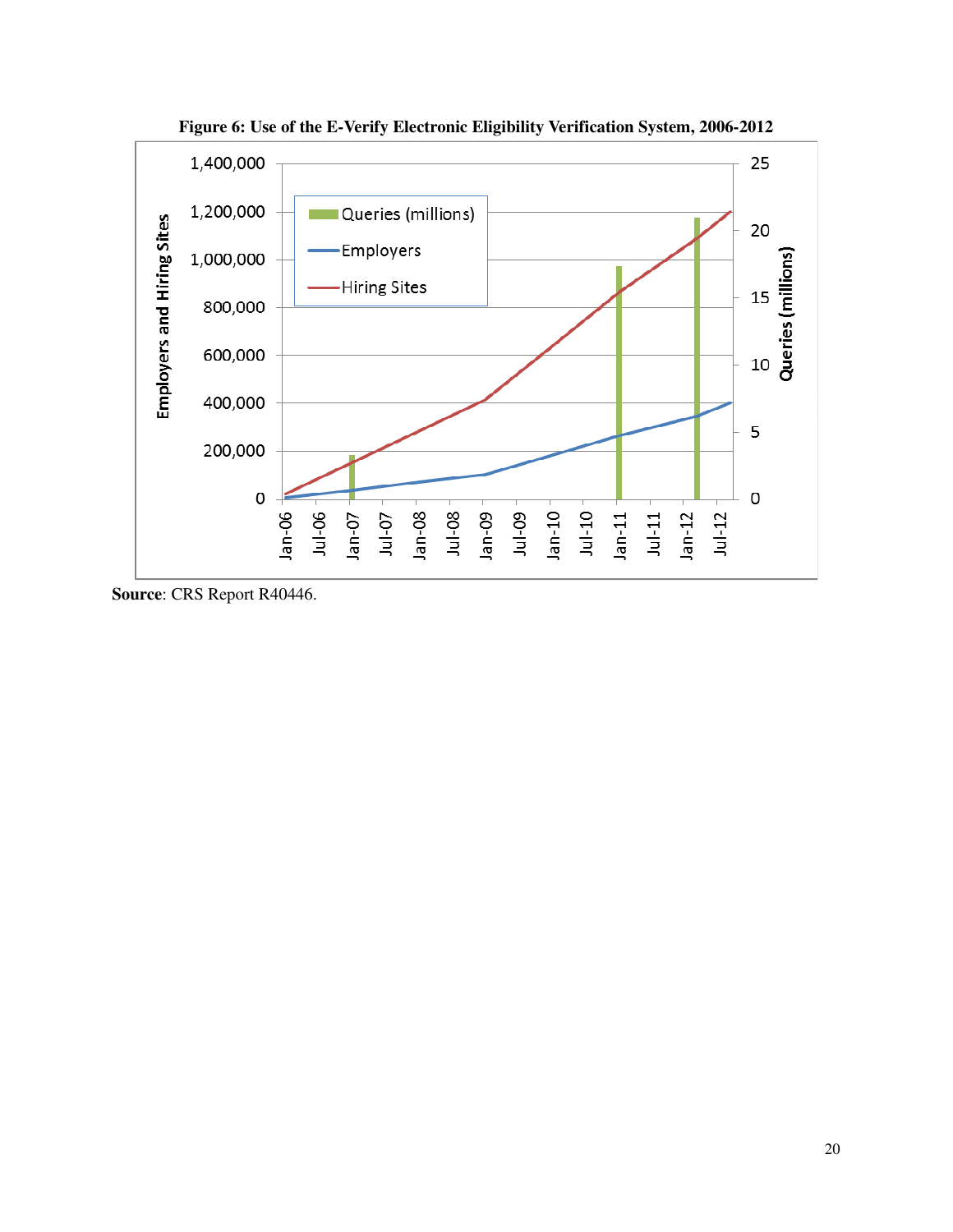**Figure 6: Use of the E-Verify Electronic Eligibility Verification System, 2006-2012**

Employers and Hiring Sites

1,400,000
1,200,000
1,000,000
800,000
600,000
400,000
200,000
0

Queries (millions)

25
20
15
10
5
0

Queries (millions)
Employers
Hiring Sites

Jan-06
Jul-06
Jan-07
Jul-07
Jan-08
Jul-08
Jan-09
Jul-09
Jan-10
Jul-10
Jan-11
Jul-11
Jan-12
Jul-12

**Source**: CRS Report R40446.